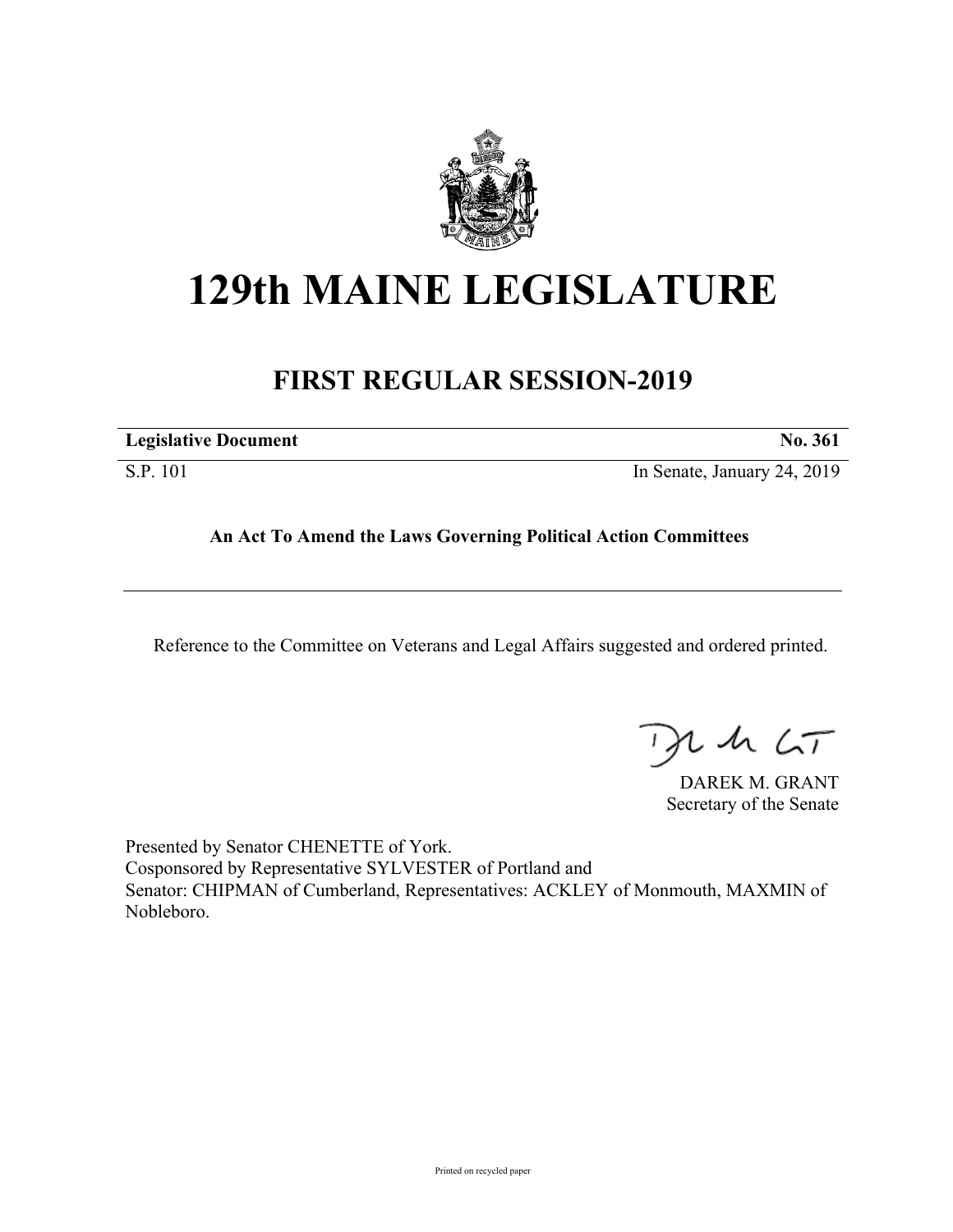# 129th MAINE LEGISLATURE

## FIRST REGULAR SESSION-2019

**Legislative Document** **No. 361**

S.P. 101 In Senate, January 24, 2019

**An Act To Amend the Laws Governing Political Action Committees**

---

Reference to the Committee on Veterans and Legal Affairs suggested and ordered printed.

DAREK M. GRANT
Secretary of the Senate

Presented by Senator CHENETTE of York.
Cosponsored by Representative SYLVESTER of Portland and
Senator: CHIPMAN of Cumberland, Representatives: ACKLEY of Monmouth, MAXMIN of Nobleboro.

Printed on recycled paper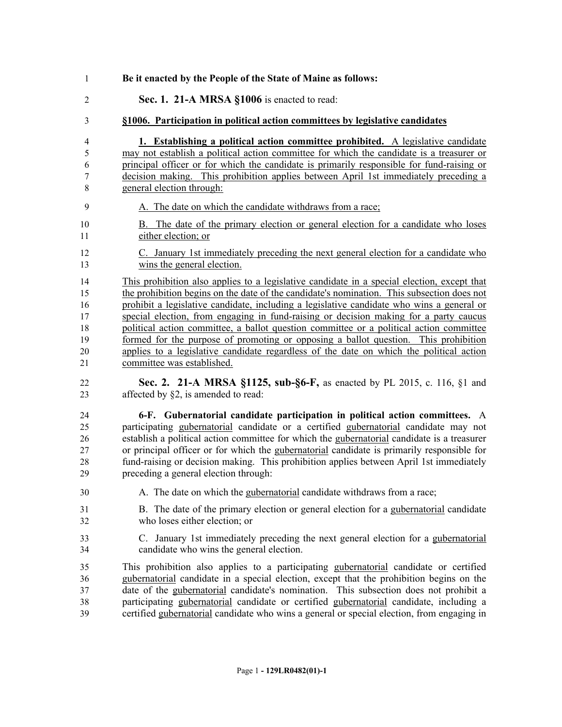**Be it enacted by the People of the State of Maine as follows:**

**Sec. 1. 21-A MRSA §1006** is enacted to read:

**§1006. Participation in political action committees by legislative candidates**

**1. Establishing a political action committee prohibited.** A legislative candidate may not establish a political action committee for which the candidate is a treasurer or principal officer or for which the candidate is primarily responsible for fund-raising or decision making. This prohibition applies between April 1st immediately preceding a general election through:

A. The date on which the candidate withdraws from a race;

B. The date of the primary election or general election for a candidate who loses either election; or

C. January 1st immediately preceding the next general election for a candidate who wins the general election.

This prohibition also applies to a legislative candidate in a special election, except that the prohibition begins on the date of the candidate's nomination. This subsection does not prohibit a legislative candidate, including a legislative candidate who wins a general or special election, from engaging in fund-raising or decision making for a party caucus political action committee, a ballot question committee or a political action committee formed for the purpose of promoting or opposing a ballot question. This prohibition applies to a legislative candidate regardless of the date on which the political action committee was established.

**Sec. 2. 21-A MRSA §1125, sub-§6-F,** as enacted by PL 2015, c. 116, §1 and affected by §2, is amended to read:

**6-F. Gubernatorial candidate participation in political action committees.** A participating gubernatorial candidate or a certified gubernatorial candidate may not establish a political action committee for which the gubernatorial candidate is a treasurer or principal officer or for which the gubernatorial candidate is primarily responsible for fund-raising or decision making. This prohibition applies between April 1st immediately preceding a general election through:

A. The date on which the gubernatorial candidate withdraws from a race;

B. The date of the primary election or general election for a gubernatorial candidate who loses either election; or

C. January 1st immediately preceding the next general election for a gubernatorial candidate who wins the general election.

This prohibition also applies to a participating gubernatorial candidate or certified gubernatorial candidate in a special election, except that the prohibition begins on the date of the gubernatorial candidate's nomination. This subsection does not prohibit a participating gubernatorial candidate or certified gubernatorial candidate, including a certified gubernatorial candidate who wins a general or special election, from engaging in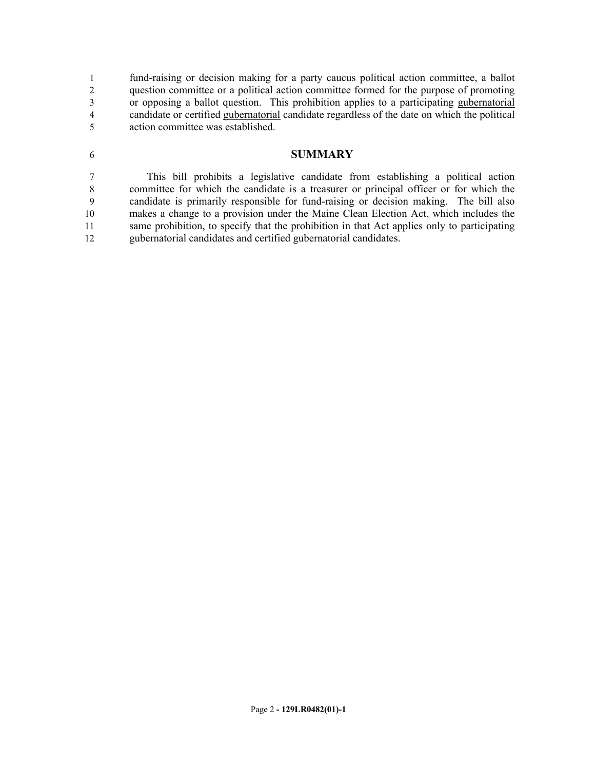fund-raising or decision making for a party caucus political action committee, a ballot question committee or a political action committee formed for the purpose of promoting or opposing a ballot question. This prohibition applies to a participating <u>gubernatorial</u> candidate or certified <u>gubernatorial</u> candidate regardless of the date on which the political action committee was established.

## SUMMARY

This bill prohibits a legislative candidate from establishing a political action committee for which the candidate is a treasurer or principal officer or for which the candidate is primarily responsible for fund-raising or decision making. The bill also makes a change to a provision under the Maine Clean Election Act, which includes the same prohibition, to specify that the prohibition in that Act applies only to participating gubernatorial candidates and certified gubernatorial candidates.